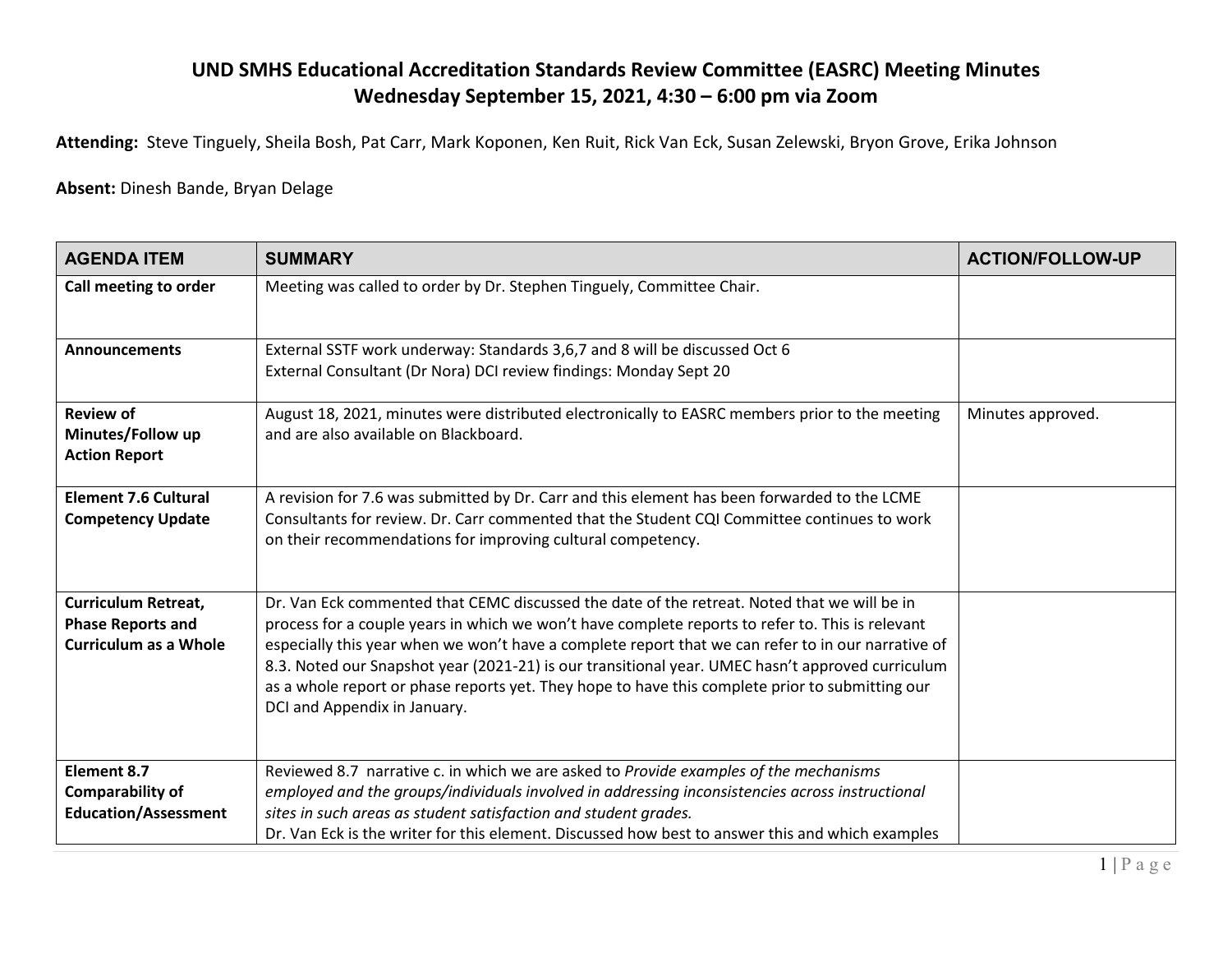# UND SMHS Educational Accreditation Standards Review Committee (EASRC) Meeting Minutes
## Wednesday September 15, 2021, 4:30 – 6:00 pm via Zoom

**Attending:** Steve Tinguely, Sheila Bosh, Pat Carr, Mark Koponen, Ken Ruit, Rick Van Eck, Susan Zelewski, Bryon Grove, Erika Johnson

**Absent:** Dinesh Bande, Bryan Delage

| AGENDA ITEM | SUMMARY | ACTION/FOLLOW-UP |
|---|---|---|
| **Call meeting to order** | Meeting was called to order by Dr. Stephen Tinguely, Committee Chair. | |
| **Announcements** | External SSTF work underway: Standards 3,6,7 and 8 will be discussed Oct 6<br>External Consultant (Dr Nora) DCI review findings: Monday Sept 20 | |
| **Review of Minutes/Follow up Action Report** | August 18, 2021, minutes were distributed electronically to EASRC members prior to the meeting and are also available on Blackboard. | Minutes approved. |
| **Element 7.6 Cultural Competency Update** | A revision for 7.6 was submitted by Dr. Carr and this element has been forwarded to the LCME Consultants for review. Dr. Carr commented that the Student CQI Committee continues to work on their recommendations for improving cultural competency. | |
| **Curriculum Retreat, Phase Reports and Curriculum as a Whole** | Dr. Van Eck commented that CEMC discussed the date of the retreat. Noted that we will be in process for a couple years in which we won't have complete reports to refer to. This is relevant especially this year when we won't have a complete report that we can refer to in our narrative of 8.3. Noted our Snapshot year (2021-21) is our transitional year. UMEC hasn't approved curriculum as a whole report or phase reports yet. They hope to have this complete prior to submitting our DCI and Appendix in January. | |
| **Element 8.7 Comparability of Education/Assessment** | Reviewed 8.7 narrative c. in which we are asked to *Provide examples of the mechanisms employed and the groups/individuals involved in addressing inconsistencies across instructional sites in such areas as student satisfaction and student grades.*<br>Dr. Van Eck is the writer for this element. Discussed how best to answer this and which examples | |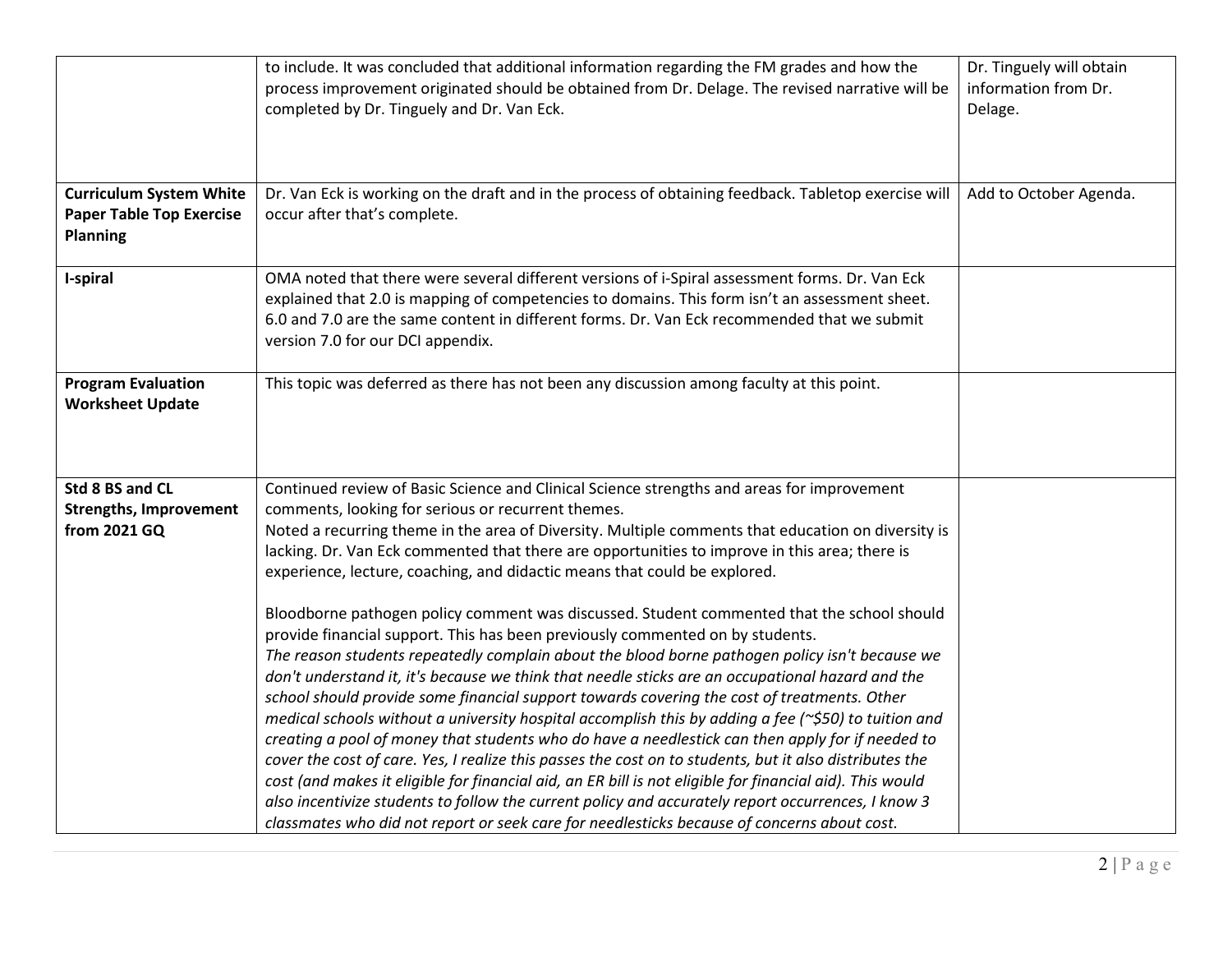| | | |
|---|---|---|
| | to include. It was concluded that additional information regarding the FM grades and how the process improvement originated should be obtained from Dr. Delage. The revised narrative will be completed by Dr. Tinguely and Dr. Van Eck. | Dr. Tinguely will obtain information from Dr. Delage. |
| **Curriculum System White Paper Table Top Exercise Planning** | Dr. Van Eck is working on the draft and in the process of obtaining feedback. Tabletop exercise will occur after that's complete. | Add to October Agenda. |
| **I-spiral** | OMA noted that there were several different versions of i-Spiral assessment forms. Dr. Van Eck explained that 2.0 is mapping of competencies to domains. This form isn't an assessment sheet. 6.0 and 7.0 are the same content in different forms. Dr. Van Eck recommended that we submit version 7.0 for our DCI appendix. | |
| **Program Evaluation Worksheet Update** | This topic was deferred as there has not been any discussion among faculty at this point. | |
| **Std 8 BS and CL Strengths, Improvement from 2021 GQ** | Continued review of Basic Science and Clinical Science strengths and areas for improvement comments, looking for serious or recurrent themes.<br>Noted a recurring theme in the area of Diversity. Multiple comments that education on diversity is lacking. Dr. Van Eck commented that there are opportunities to improve in this area; there is experience, lecture, coaching, and didactic means that could be explored.<br><br>Bloodborne pathogen policy comment was discussed. Student commented that the school should provide financial support. This has been previously commented on by students.<br>*The reason students repeatedly complain about the blood borne pathogen policy isn't because we don't understand it, it's because we think that needle sticks are an occupational hazard and the school should provide some financial support towards covering the cost of treatments. Other medical schools without a university hospital accomplish this by adding a fee (~$50) to tuition and creating a pool of money that students who do have a needlestick can then apply for if needed to cover the cost of care. Yes, I realize this passes the cost on to students, but it also distributes the cost (and makes it eligible for financial aid, an ER bill is not eligible for financial aid). This would also incentivize students to follow the current policy and accurately report occurrences, I know 3 classmates who did not report or seek care for needlesticks because of concerns about cost.* | |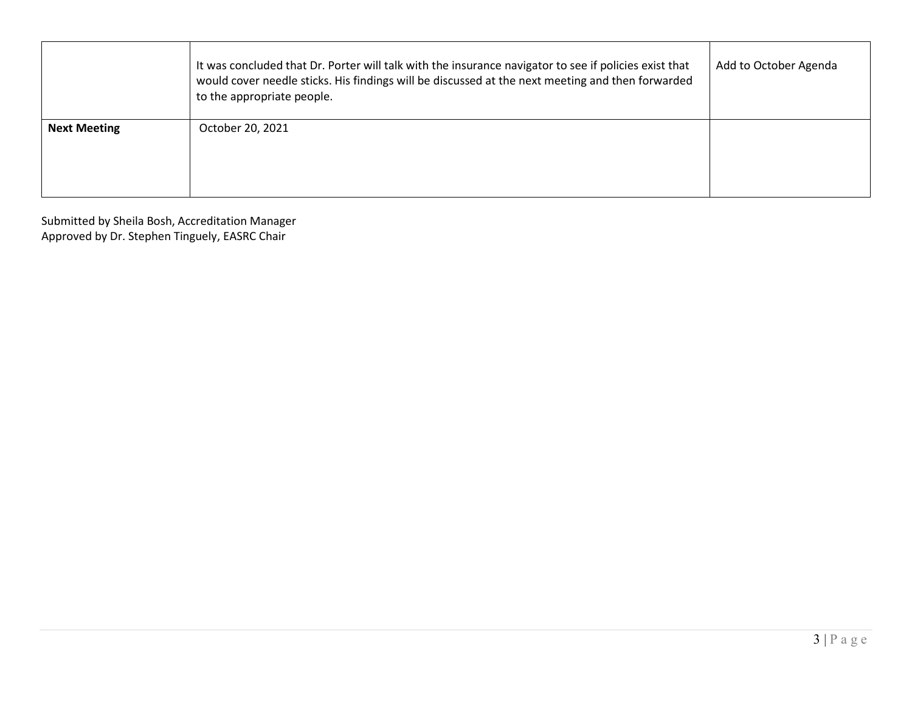| | | |
|---|---|---|
| | It was concluded that Dr. Porter will talk with the insurance navigator to see if policies exist that would cover needle sticks. His findings will be discussed at the next meeting and then forwarded to the appropriate people. | Add to October Agenda |
| **Next Meeting** | October 20, 2021 | |

Submitted by Sheila Bosh, Accreditation Manager
Approved by Dr. Stephen Tinguely, EASRC Chair